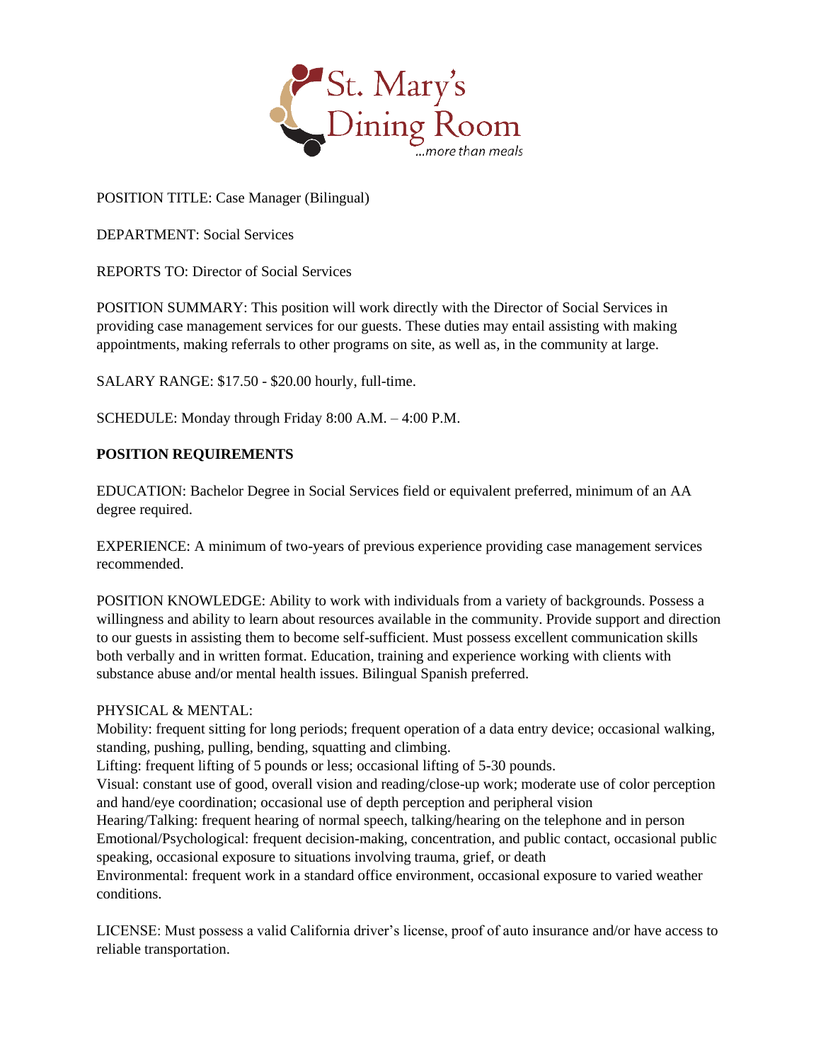St. Mary's Dining Room
...more than meals

POSITION TITLE: Case Manager (Bilingual)

DEPARTMENT: Social Services

REPORTS TO: Director of Social Services

POSITION SUMMARY: This position will work directly with the Director of Social Services in providing case management services for our guests. These duties may entail assisting with making appointments, making referrals to other programs on site, as well as, in the community at large.

SALARY RANGE: $17.50 - $20.00 hourly, full-time.

SCHEDULE: Monday through Friday 8:00 A.M. – 4:00 P.M.

**POSITION REQUIREMENTS**

EDUCATION: Bachelor Degree in Social Services field or equivalent preferred, minimum of an AA degree required.

EXPERIENCE: A minimum of two-years of previous experience providing case management services recommended.

POSITION KNOWLEDGE: Ability to work with individuals from a variety of backgrounds. Possess a willingness and ability to learn about resources available in the community. Provide support and direction to our guests in assisting them to become self-sufficient. Must possess excellent communication skills both verbally and in written format. Education, training and experience working with clients with substance abuse and/or mental health issues. Bilingual Spanish preferred.

PHYSICAL & MENTAL:
Mobility: frequent sitting for long periods; frequent operation of a data entry device; occasional walking, standing, pushing, pulling, bending, squatting and climbing.
Lifting: frequent lifting of 5 pounds or less; occasional lifting of 5-30 pounds.
Visual: constant use of good, overall vision and reading/close-up work; moderate use of color perception and hand/eye coordination; occasional use of depth perception and peripheral vision
Hearing/Talking: frequent hearing of normal speech, talking/hearing on the telephone and in person
Emotional/Psychological: frequent decision-making, concentration, and public contact, occasional public speaking, occasional exposure to situations involving trauma, grief, or death
Environmental: frequent work in a standard office environment, occasional exposure to varied weather conditions.

LICENSE: Must possess a valid California driver's license, proof of auto insurance and/or have access to reliable transportation.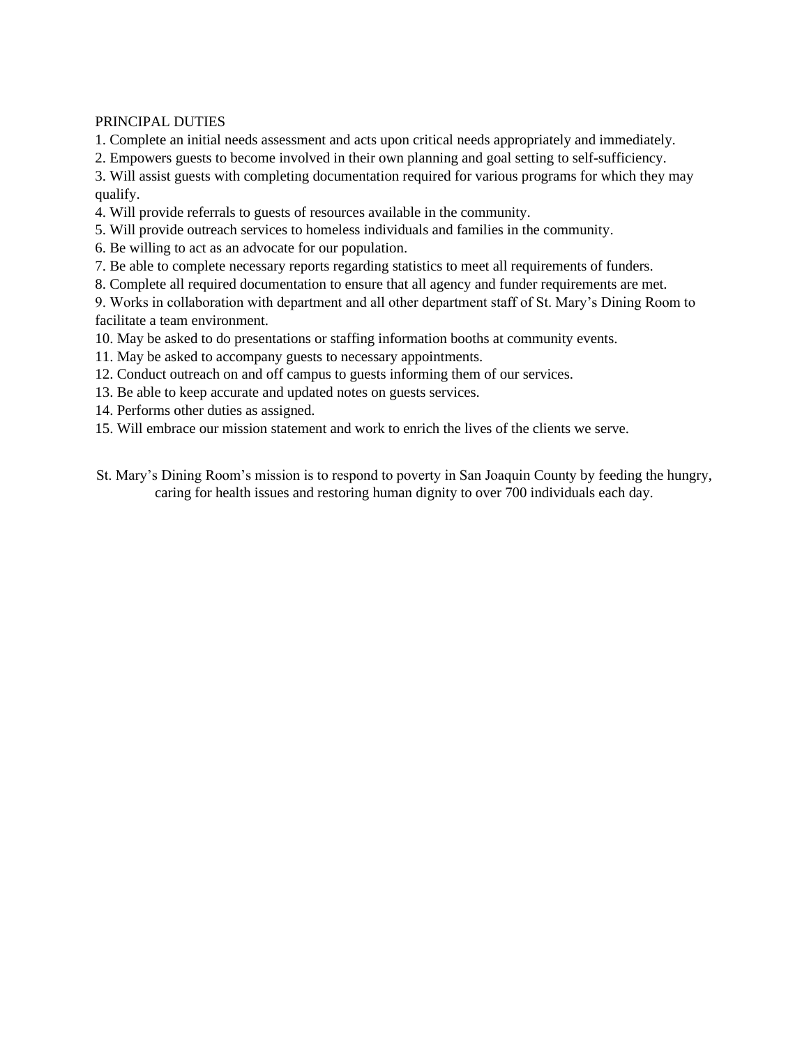PRINCIPAL DUTIES

1. Complete an initial needs assessment and acts upon critical needs appropriately and immediately.
2. Empowers guests to become involved in their own planning and goal setting to self-sufficiency.
3. Will assist guests with completing documentation required for various programs for which they may qualify.
4. Will provide referrals to guests of resources available in the community.
5. Will provide outreach services to homeless individuals and families in the community.
6. Be willing to act as an advocate for our population.
7. Be able to complete necessary reports regarding statistics to meet all requirements of funders.
8. Complete all required documentation to ensure that all agency and funder requirements are met.
9. Works in collaboration with department and all other department staff of St. Mary's Dining Room to facilitate a team environment.
10. May be asked to do presentations or staffing information booths at community events.
11. May be asked to accompany guests to necessary appointments.
12. Conduct outreach on and off campus to guests informing them of our services.
13. Be able to keep accurate and updated notes on guests services.
14. Performs other duties as assigned.
15. Will embrace our mission statement and work to enrich the lives of the clients we serve.

St. Mary's Dining Room's mission is to respond to poverty in San Joaquin County by feeding the hungry, caring for health issues and restoring human dignity to over 700 individuals each day.